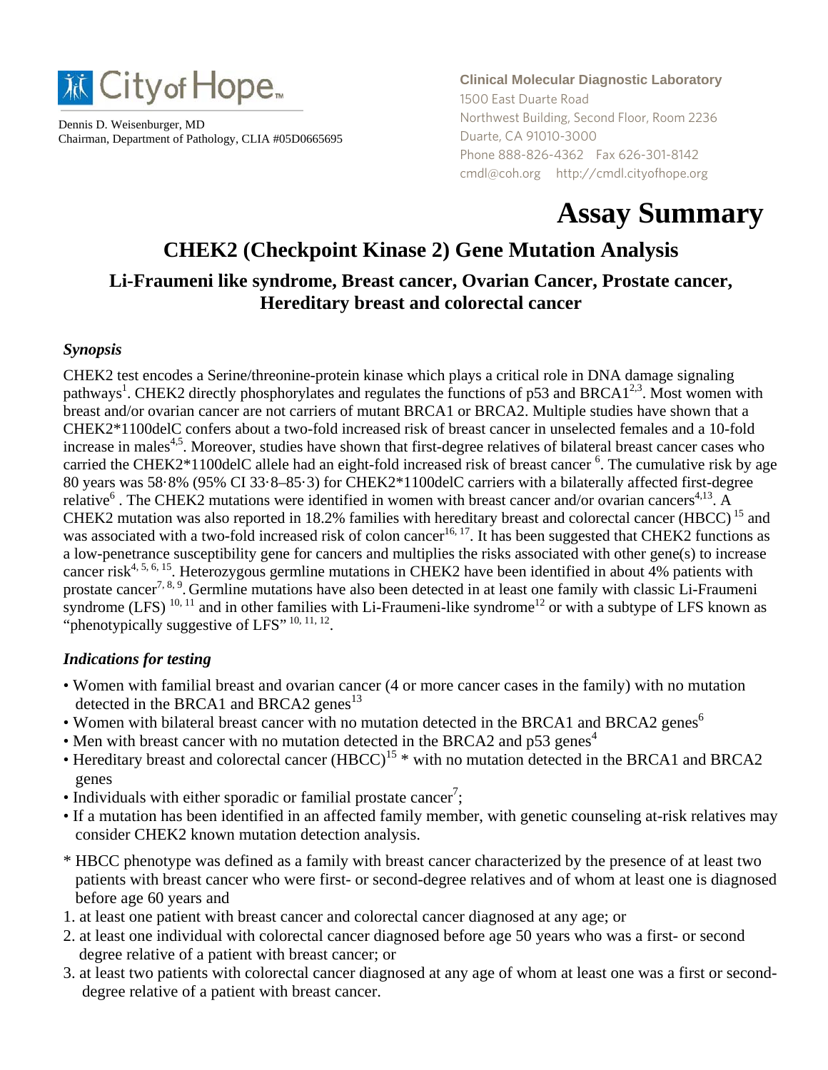City of Hope

Dennis D. Weisenburger, MD
Chairman, Department of Pathology, CLIA #05D0665695

**Clinical Molecular Diagnostic Laboratory**
1500 East Duarte Road
Northwest Building, Second Floor, Room 2236
Duarte, CA 91010-3000
Phone 888-826-4362 Fax 626-301-8142
cmdl@coh.org http://cmdl.cityofhope.org

# Assay Summary

## CHEK2 (Checkpoint Kinase 2) Gene Mutation Analysis

### Li-Fraumeni like syndrome, Breast cancer, Ovarian Cancer, Prostate cancer, Hereditary breast and colorectal cancer

### *Synopsis*

CHEK2 test encodes a Serine/threonine-protein kinase which plays a critical role in DNA damage signaling pathways[1]. CHEK2 directly phosphorylates and regulates the functions of p53 and BRCA1[2,3]. Most women with breast and/or ovarian cancer are not carriers of mutant BRCA1 or BRCA2. Multiple studies have shown that a CHEK2*1100delC confers about a two-fold increased risk of breast cancer in unselected females and a 10-fold increase in males[4,5]. Moreover, studies have shown that first-degree relatives of bilateral breast cancer cases who carried the CHEK2*1100delC allele had an eight-fold increased risk of breast cancer [6]. The cumulative risk by age 80 years was 58·8% (95% CI 33·8–85·3) for CHEK2*1100delC carriers with a bilaterally affected first-degree relative[6] . The CHEK2 mutations were identified in women with breast cancer and/or ovarian cancers[4,13]. A CHEK2 mutation was also reported in 18.2% families with hereditary breast and colorectal cancer (HBCC) [15] and was associated with a two-fold increased risk of colon cancer[16, 17]. It has been suggested that CHEK2 functions as a low-penetrance susceptibility gene for cancers and multiplies the risks associated with other gene(s) to increase cancer risk[4, 5, 6, 15]. Heterozygous germline mutations in CHEK2 have been identified in about 4% patients with prostate cancer[7, 8, 9]. Germline mutations have also been detected in at least one family with classic Li-Fraumeni syndrome (LFS) [10, 11] and in other families with Li-Fraumeni-like syndrome[12] or with a subtype of LFS known as "phenotypically suggestive of LFS" [10, 11, 12].

### *Indications for testing*

- Women with familial breast and ovarian cancer (4 or more cancer cases in the family) with no mutation detected in the BRCA1 and BRCA2 genes[13]
- Women with bilateral breast cancer with no mutation detected in the BRCA1 and BRCA2 genes[6]
- Men with breast cancer with no mutation detected in the BRCA2 and p53 genes[4]
- Hereditary breast and colorectal cancer (HBCC)[15] * with no mutation detected in the BRCA1 and BRCA2 genes
- Individuals with either sporadic or familial prostate cancer[7];
- If a mutation has been identified in an affected family member, with genetic counseling at-risk relatives may consider CHEK2 known mutation detection analysis.

\* HBCC phenotype was defined as a family with breast cancer characterized by the presence of at least two patients with breast cancer who were first- or second-degree relatives and of whom at least one is diagnosed before age 60 years and

1. at least one patient with breast cancer and colorectal cancer diagnosed at any age; or
2. at least one individual with colorectal cancer diagnosed before age 50 years who was a first- or second degree relative of a patient with breast cancer; or
3. at least two patients with colorectal cancer diagnosed at any age of whom at least one was a first or second-degree relative of a patient with breast cancer.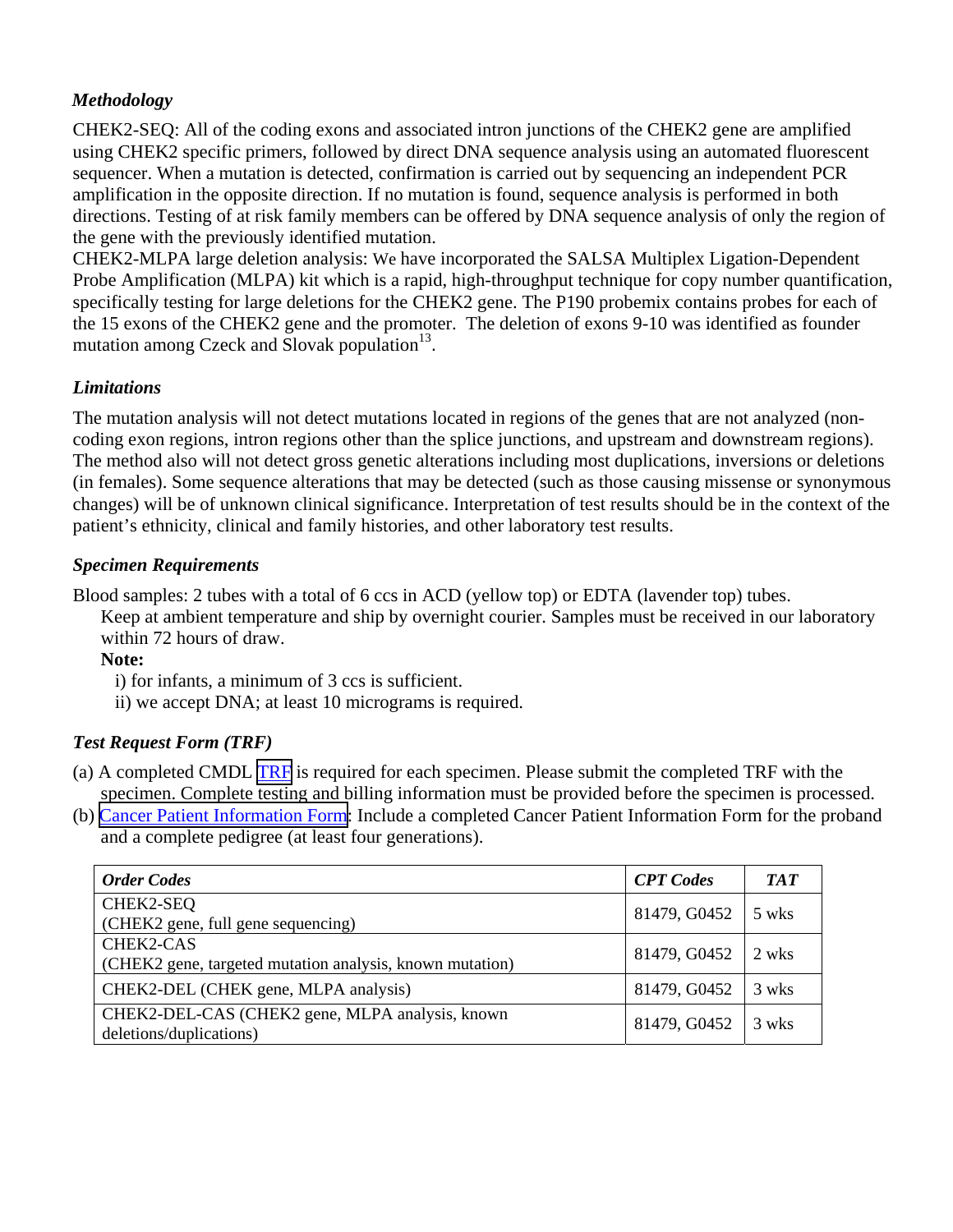### *Methodology*

CHEK2-SEQ: All of the coding exons and associated intron junctions of the CHEK2 gene are amplified using CHEK2 specific primers, followed by direct DNA sequence analysis using an automated fluorescent sequencer. When a mutation is detected, confirmation is carried out by sequencing an independent PCR amplification in the opposite direction. If no mutation is found, sequence analysis is performed in both directions. Testing of at risk family members can be offered by DNA sequence analysis of only the region of the gene with the previously identified mutation.
CHEK2-MLPA large deletion analysis: We have incorporated the SALSA Multiplex Ligation-Dependent Probe Amplification (MLPA) kit which is a rapid, high-throughput technique for copy number quantification, specifically testing for large deletions for the CHEK2 gene. The P190 probemix contains probes for each of the 15 exons of the CHEK2 gene and the promoter. The deletion of exons 9-10 was identified as founder mutation among Czeck and Slovak population[13].

### *Limitations*

The mutation analysis will not detect mutations located in regions of the genes that are not analyzed (non-coding exon regions, intron regions other than the splice junctions, and upstream and downstream regions). The method also will not detect gross genetic alterations including most duplications, inversions or deletions (in females). Some sequence alterations that may be detected (such as those causing missense or synonymous changes) will be of unknown clinical significance. Interpretation of test results should be in the context of the patient's ethnicity, clinical and family histories, and other laboratory test results.

### *Specimen Requirements*

Blood samples: 2 tubes with a total of 6 ccs in ACD (yellow top) or EDTA (lavender top) tubes.
Keep at ambient temperature and ship by overnight courier. Samples must be received in our laboratory within 72 hours of draw.

**Note:**

i) for infants, a minimum of 3 ccs is sufficient.
ii) we accept DNA; at least 10 micrograms is required.

### *Test Request Form (TRF)*

(a) A completed CMDL TRF is required for each specimen. Please submit the completed TRF with the specimen. Complete testing and billing information must be provided before the specimen is processed.
(b) Cancer Patient Information Form: Include a completed Cancer Patient Information Form for the proband and a complete pedigree (at least four generations).

| *Order Codes* | *CPT Codes* | *TAT* |
|---|---|---|
| CHEK2-SEQ (CHEK2 gene, full gene sequencing) | 81479, G0452 | 5 wks |
| CHEK2-CAS (CHEK2 gene, targeted mutation analysis, known mutation) | 81479, G0452 | 2 wks |
| CHEK2-DEL (CHEK gene, MLPA analysis) | 81479, G0452 | 3 wks |
| CHEK2-DEL-CAS (CHEK2 gene, MLPA analysis, known deletions/duplications) | 81479, G0452 | 3 wks |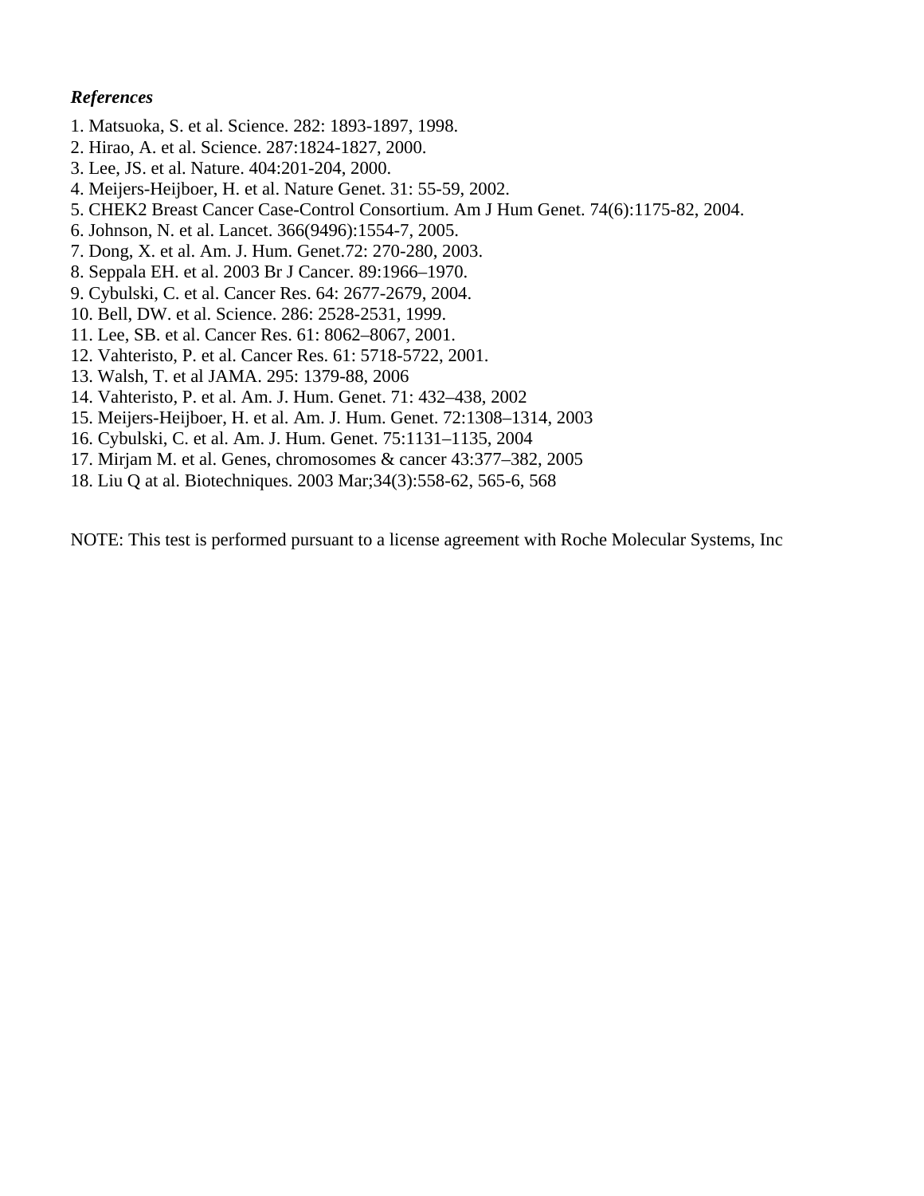***References***

1. Matsuoka, S. et al. Science. 282: 1893-1897, 1998.
2. Hirao, A. et al. Science. 287:1824-1827, 2000.
3. Lee, JS. et al. Nature. 404:201-204, 2000.
4. Meijers-Heijboer, H. et al. Nature Genet. 31: 55-59, 2002.
5. CHEK2 Breast Cancer Case-Control Consortium. Am J Hum Genet. 74(6):1175-82, 2004.
6. Johnson, N. et al. Lancet. 366(9496):1554-7, 2005.
7. Dong, X. et al. Am. J. Hum. Genet.72: 270-280, 2003.
8. Seppala EH. et al. 2003 Br J Cancer. 89:1966–1970.
9. Cybulski, C. et al. Cancer Res. 64: 2677-2679, 2004.
10. Bell, DW. et al. Science. 286: 2528-2531, 1999.
11. Lee, SB. et al. Cancer Res. 61: 8062–8067, 2001.
12. Vahteristo, P. et al. Cancer Res. 61: 5718-5722, 2001.
13. Walsh, T. et al JAMA. 295: 1379-88, 2006
14. Vahteristo, P. et al. Am. J. Hum. Genet. 71: 432–438, 2002
15. Meijers-Heijboer, H. et al. Am. J. Hum. Genet. 72:1308–1314, 2003
16. Cybulski, C. et al. Am. J. Hum. Genet. 75:1131–1135, 2004
17. Mirjam M. et al. Genes, chromosomes & cancer 43:377–382, 2005
18. Liu Q at al. Biotechniques. 2003 Mar;34(3):558-62, 565-6, 568

NOTE: This test is performed pursuant to a license agreement with Roche Molecular Systems, Inc